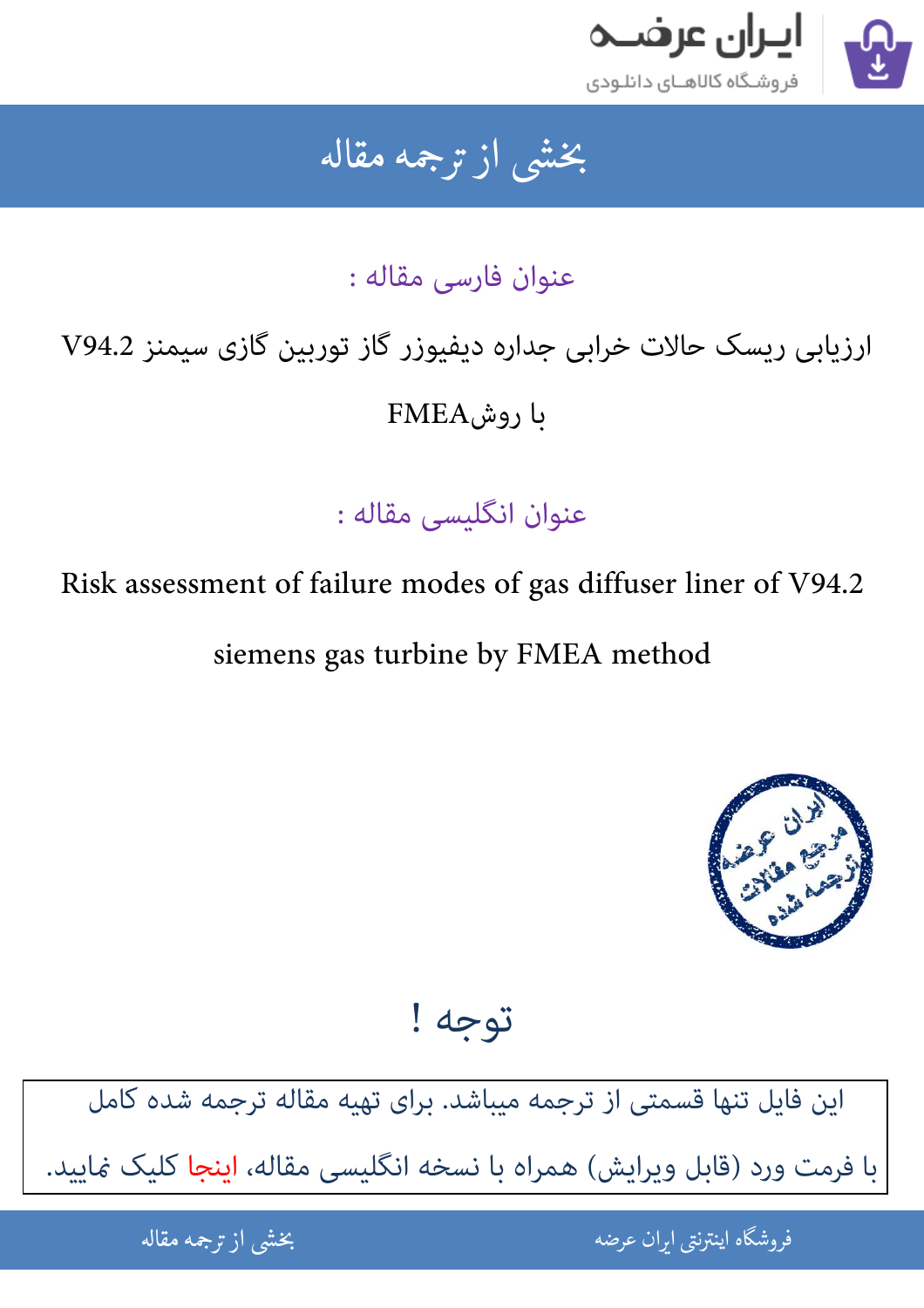# بخشی از ترجمه مقاله

## عنوان فارسی مقاله :

ارزیابی ریسک حالات خرابی جداره دیفیوزر گاز توربین گازی سیمنز V94.2 با روش FMEA

## عنوان انگلیسی مقاله :

Risk assessment of failure modes of gas diffuser liner of V94.2 siemens gas turbine by FMEA method

## توجه !

این فایل تنها قسمتی از ترجمه میباشد. برای تهیه مقاله ترجمه شده کامل با فرمت ورد (قابل ویرایش) همراه با نسخه انگلیسی مقاله، اینجا کلیک نمایید.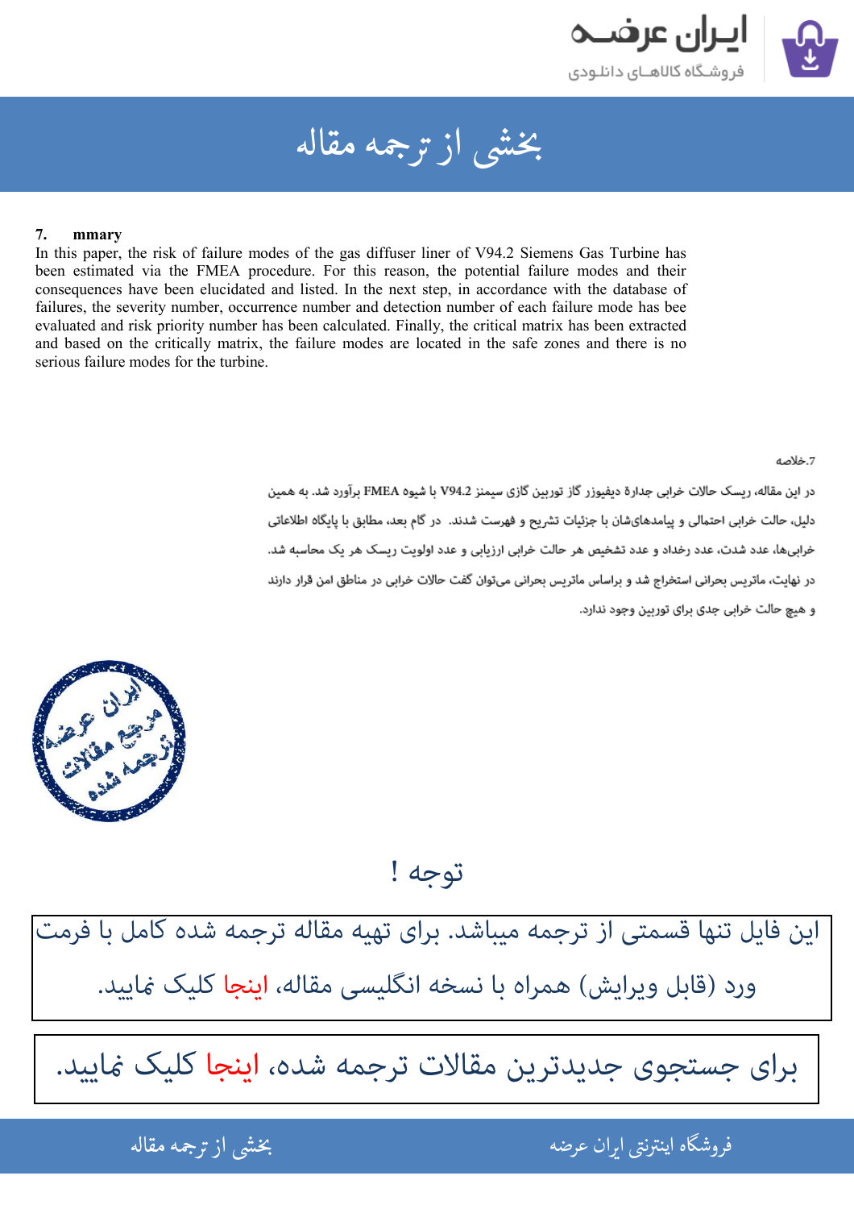# بخشی از ترجمه مقاله

**7. mmary**

In this paper, the risk of failure modes of the gas diffuser liner of V94.2 Siemens Gas Turbine has been estimated via the FMEA procedure. For this reason, the potential failure modes and their consequences have been elucidated and listed. In the next step, in accordance with the database of failures, the severity number, occurrence number and detection number of each failure mode has bee evaluated and risk priority number has been calculated. Finally, the critical matrix has been extracted and based on the critically matrix, the failure modes are located in the safe zones and there is no serious failure modes for the turbine.

7.خلاصه

در این مقاله، ریسک حالات خرابی جدارهٔ دیفیوزر گاز توربین گازی سیمنز V94.2 با شیوه FMEA برآورد شد. به همین دلیل، حالت خرابی احتمالی و پیامدهای‌شان با جزئیات تشریح و فهرست شدند. در گام بعد، مطابق با پایگاه اطلاعاتی خرابی‌ها، عدد شدت، عدد رخداد و عدد تشخیص هر حالت خرابی ارزیابی و عدد اولویت ریسک هر یک محاسبه شد. در نهایت، ماتریس بحرانی استخراج شد و براساس ماتریس بحرانی می‌توان گفت حالات خرابی در مناطق امن قرار دارند و هیچ حالت خرابی جدی برای توربین وجود ندارد.

توجه !

این فایل تنها قسمتی از ترجمه میباشد. برای تهیه مقاله ترجمه شده کامل با فرمت ورد (قابل ویرایش) همراه با نسخه انگلیسی مقاله، اینجا کلیک نمایید.

برای جستجوی جدیدترین مقالات ترجمه شده، اینجا کلیک نمایید.